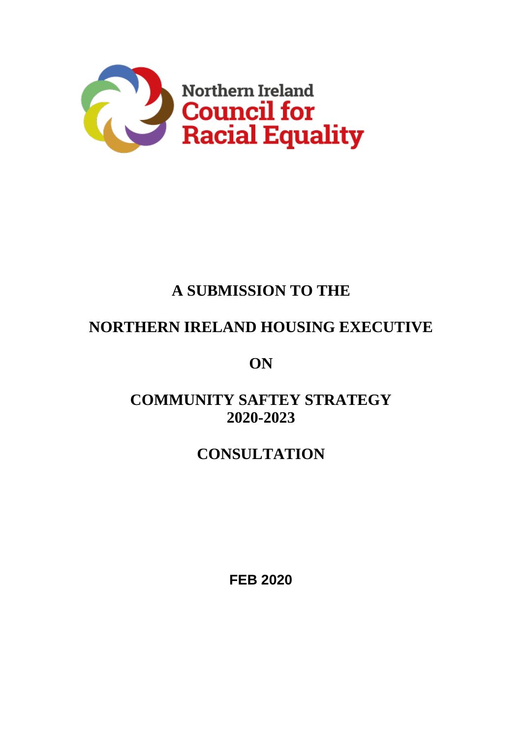Northern Ireland Council for Racial Equality

# A SUBMISSION TO THE

# NORTHERN IRELAND HOUSING EXECUTIVE

# ON

# COMMUNITY SAFTEY STRATEGY 2020-2023

# CONSULTATION

**FEB 2020**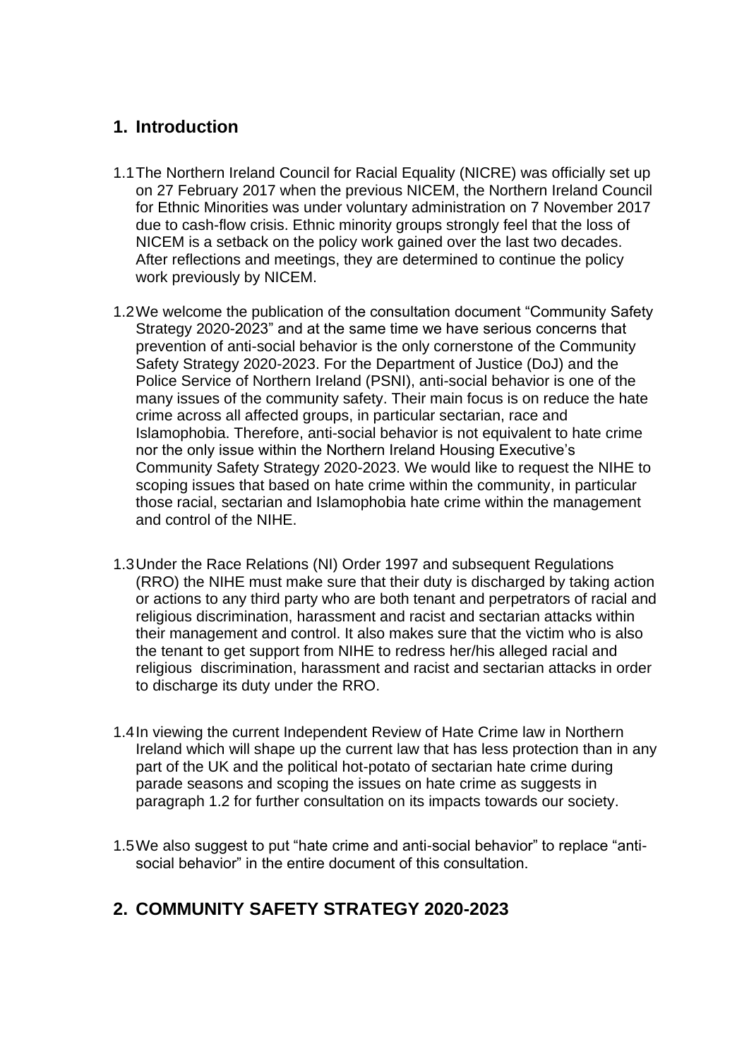## 1. Introduction

1.1 The Northern Ireland Council for Racial Equality (NICRE) was officially set up on 27 February 2017 when the previous NICEM, the Northern Ireland Council for Ethnic Minorities was under voluntary administration on 7 November 2017 due to cash-flow crisis. Ethnic minority groups strongly feel that the loss of NICEM is a setback on the policy work gained over the last two decades. After reflections and meetings, they are determined to continue the policy work previously by NICEM.

1.2 We welcome the publication of the consultation document "Community Safety Strategy 2020-2023" and at the same time we have serious concerns that prevention of anti-social behavior is the only cornerstone of the Community Safety Strategy 2020-2023. For the Department of Justice (DoJ) and the Police Service of Northern Ireland (PSNI), anti-social behavior is one of the many issues of the community safety. Their main focus is on reduce the hate crime across all affected groups, in particular sectarian, race and Islamophobia. Therefore, anti-social behavior is not equivalent to hate crime nor the only issue within the Northern Ireland Housing Executive's Community Safety Strategy 2020-2023. We would like to request the NIHE to scoping issues that based on hate crime within the community, in particular those racial, sectarian and Islamophobia hate crime within the management and control of the NIHE.

1.3 Under the Race Relations (NI) Order 1997 and subsequent Regulations (RRO) the NIHE must make sure that their duty is discharged by taking action or actions to any third party who are both tenant and perpetrators of racial and religious discrimination, harassment and racist and sectarian attacks within their management and control. It also makes sure that the victim who is also the tenant to get support from NIHE to redress her/his alleged racial and religious discrimination, harassment and racist and sectarian attacks in order to discharge its duty under the RRO.

1.4 In viewing the current Independent Review of Hate Crime law in Northern Ireland which will shape up the current law that has less protection than in any part of the UK and the political hot-potato of sectarian hate crime during parade seasons and scoping the issues on hate crime as suggests in paragraph 1.2 for further consultation on its impacts towards our society.

1.5 We also suggest to put "hate crime and anti-social behavior" to replace "anti-social behavior" in the entire document of this consultation.

## 2. COMMUNITY SAFETY STRATEGY 2020-2023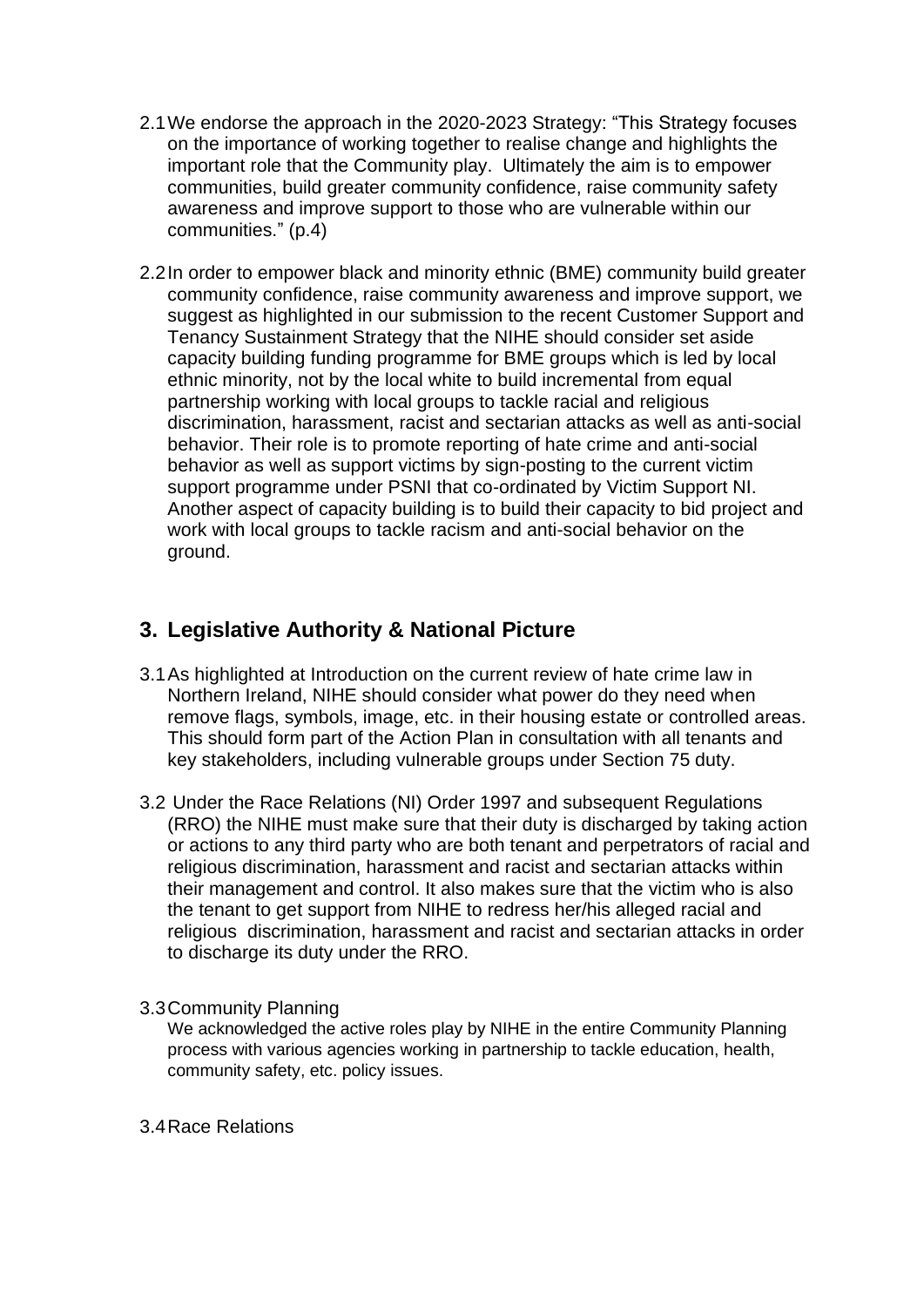2.1 We endorse the approach in the 2020-2023 Strategy: "This Strategy focuses on the importance of working together to realise change and highlights the important role that the Community play. Ultimately the aim is to empower communities, build greater community confidence, raise community safety awareness and improve support to those who are vulnerable within our communities." (p.4)

2.2 In order to empower black and minority ethnic (BME) community build greater community confidence, raise community awareness and improve support, we suggest as highlighted in our submission to the recent Customer Support and Tenancy Sustainment Strategy that the NIHE should consider set aside capacity building funding programme for BME groups which is led by local ethnic minority, not by the local white to build incremental from equal partnership working with local groups to tackle racial and religious discrimination, harassment, racist and sectarian attacks as well as anti-social behavior. Their role is to promote reporting of hate crime and anti-social behavior as well as support victims by sign-posting to the current victim support programme under PSNI that co-ordinated by Victim Support NI. Another aspect of capacity building is to build their capacity to bid project and work with local groups to tackle racism and anti-social behavior on the ground.

## 3. Legislative Authority & National Picture

3.1 As highlighted at Introduction on the current review of hate crime law in Northern Ireland, NIHE should consider what power do they need when remove flags, symbols, image, etc. in their housing estate or controlled areas. This should form part of the Action Plan in consultation with all tenants and key stakeholders, including vulnerable groups under Section 75 duty.

3.2 Under the Race Relations (NI) Order 1997 and subsequent Regulations (RRO) the NIHE must make sure that their duty is discharged by taking action or actions to any third party who are both tenant and perpetrators of racial and religious discrimination, harassment and racist and sectarian attacks within their management and control. It also makes sure that the victim who is also the tenant to get support from NIHE to redress her/his alleged racial and religious discrimination, harassment and racist and sectarian attacks in order to discharge its duty under the RRO.

3.3 Community Planning

We acknowledged the active roles play by NIHE in the entire Community Planning process with various agencies working in partnership to tackle education, health, community safety, etc. policy issues.

3.4 Race Relations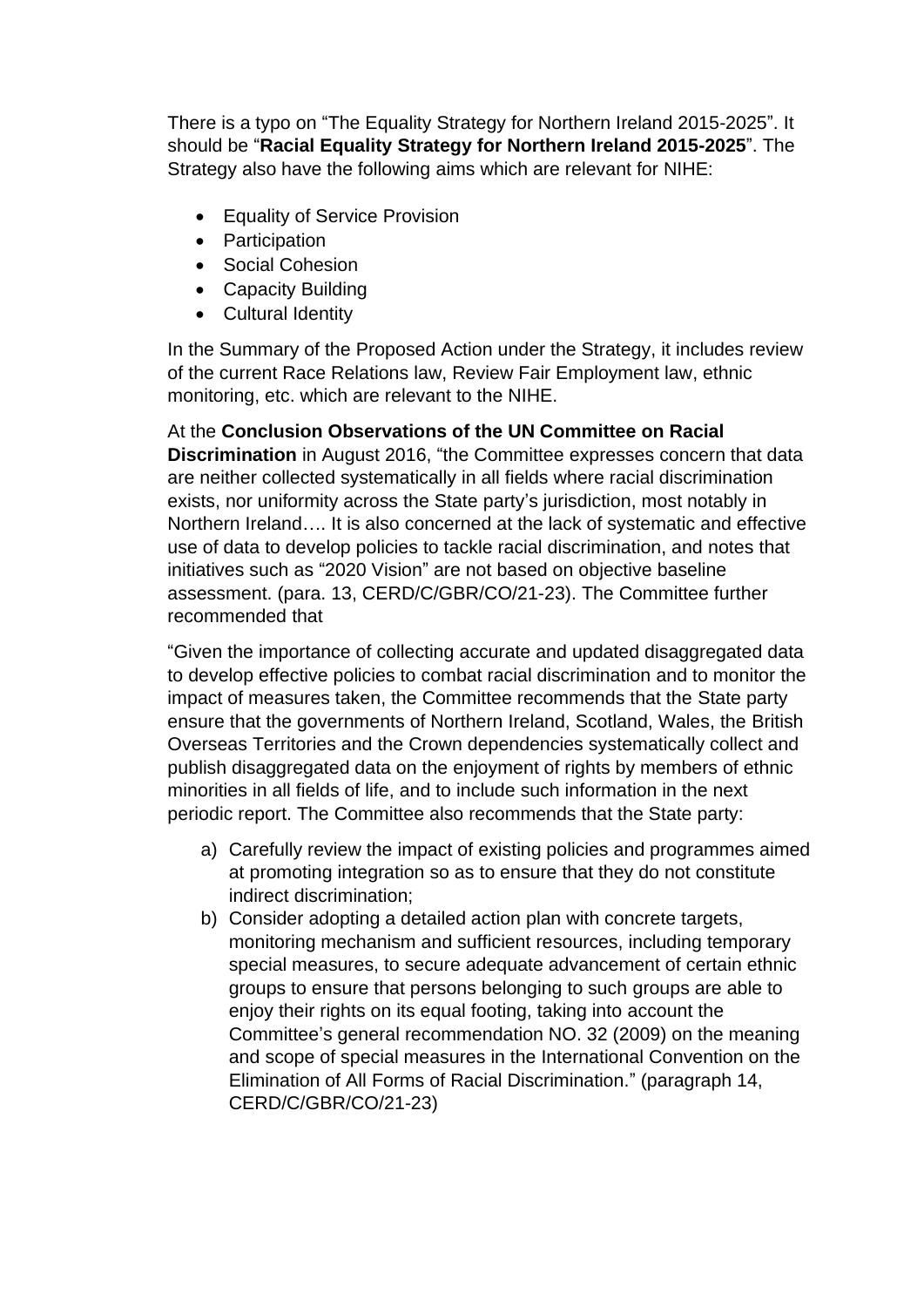There is a typo on "The Equality Strategy for Northern Ireland 2015-2025". It should be "**Racial Equality Strategy for Northern Ireland 2015-2025**". The Strategy also have the following aims which are relevant for NIHE:

- Equality of Service Provision
- Participation
- Social Cohesion
- Capacity Building
- Cultural Identity

In the Summary of the Proposed Action under the Strategy, it includes review of the current Race Relations law, Review Fair Employment law, ethnic monitoring, etc. which are relevant to the NIHE.

At the **Conclusion Observations of the UN Committee on Racial Discrimination** in August 2016, "the Committee expresses concern that data are neither collected systematically in all fields where racial discrimination exists, nor uniformity across the State party's jurisdiction, most notably in Northern Ireland…. It is also concerned at the lack of systematic and effective use of data to develop policies to tackle racial discrimination, and notes that initiatives such as "2020 Vision" are not based on objective baseline assessment. (para. 13, CERD/C/GBR/CO/21-23). The Committee further recommended that

"Given the importance of collecting accurate and updated disaggregated data to develop effective policies to combat racial discrimination and to monitor the impact of measures taken, the Committee recommends that the State party ensure that the governments of Northern Ireland, Scotland, Wales, the British Overseas Territories and the Crown dependencies systematically collect and publish disaggregated data on the enjoyment of rights by members of ethnic minorities in all fields of life, and to include such information in the next periodic report. The Committee also recommends that the State party:

a) Carefully review the impact of existing policies and programmes aimed at promoting integration so as to ensure that they do not constitute indirect discrimination;
b) Consider adopting a detailed action plan with concrete targets, monitoring mechanism and sufficient resources, including temporary special measures, to secure adequate advancement of certain ethnic groups to ensure that persons belonging to such groups are able to enjoy their rights on its equal footing, taking into account the Committee's general recommendation NO. 32 (2009) on the meaning and scope of special measures in the International Convention on the Elimination of All Forms of Racial Discrimination." (paragraph 14, CERD/C/GBR/CO/21-23)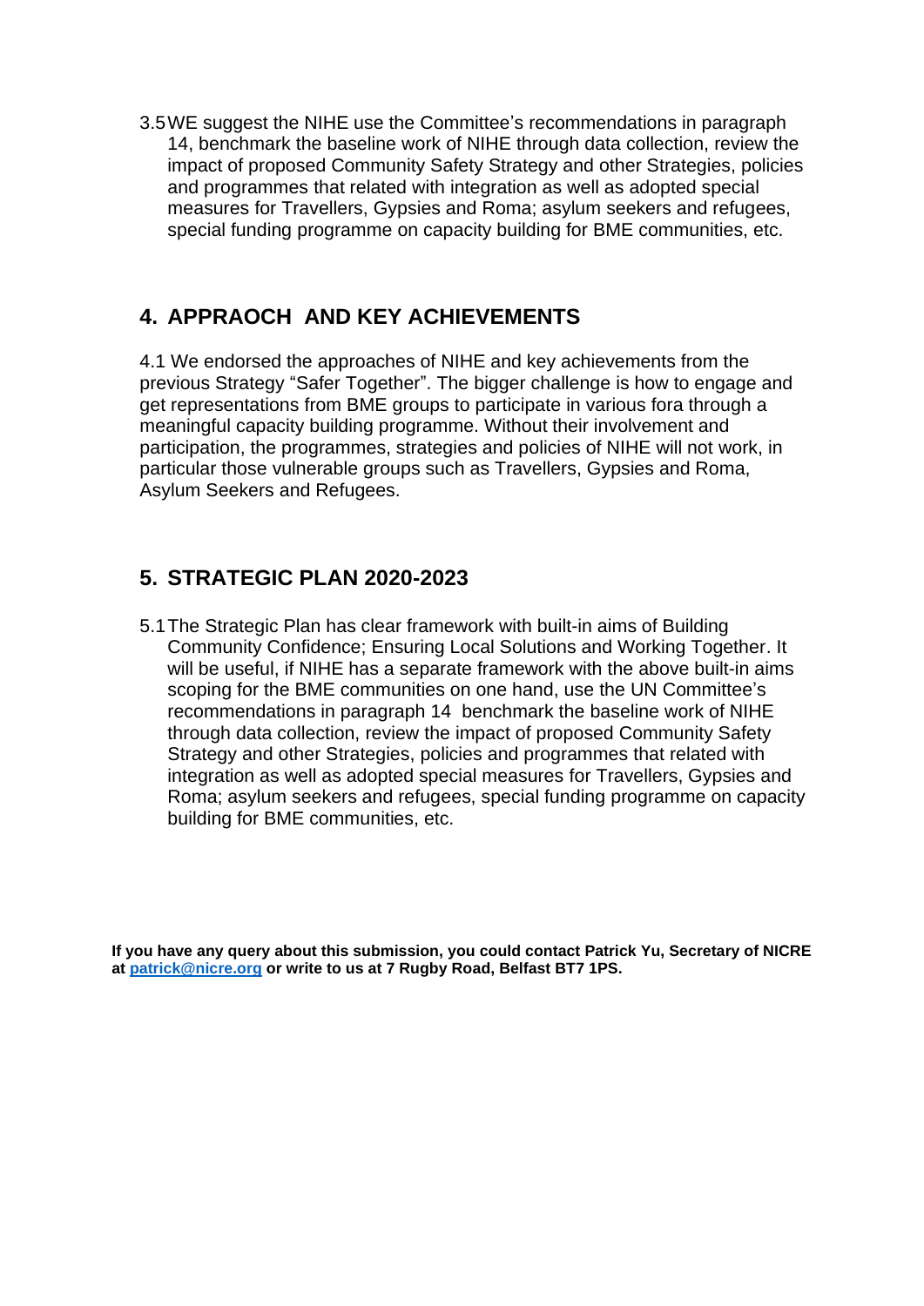3.5 WE suggest the NIHE use the Committee's recommendations in paragraph 14, benchmark the baseline work of NIHE through data collection, review the impact of proposed Community Safety Strategy and other Strategies, policies and programmes that related with integration as well as adopted special measures for Travellers, Gypsies and Roma; asylum seekers and refugees, special funding programme on capacity building for BME communities, etc.

## 4. APPRAOCH AND KEY ACHIEVEMENTS

4.1 We endorsed the approaches of NIHE and key achievements from the previous Strategy "Safer Together". The bigger challenge is how to engage and get representations from BME groups to participate in various fora through a meaningful capacity building programme. Without their involvement and participation, the programmes, strategies and policies of NIHE will not work, in particular those vulnerable groups such as Travellers, Gypsies and Roma, Asylum Seekers and Refugees.

## 5. STRATEGIC PLAN 2020-2023

5.1 The Strategic Plan has clear framework with built-in aims of Building Community Confidence; Ensuring Local Solutions and Working Together. It will be useful, if NIHE has a separate framework with the above built-in aims scoping for the BME communities on one hand, use the UN Committee's recommendations in paragraph 14 benchmark the baseline work of NIHE through data collection, review the impact of proposed Community Safety Strategy and other Strategies, policies and programmes that related with integration as well as adopted special measures for Travellers, Gypsies and Roma; asylum seekers and refugees, special funding programme on capacity building for BME communities, etc.

**If you have any query about this submission, you could contact Patrick Yu, Secretary of NICRE at patrick@nicre.org or write to us at 7 Rugby Road, Belfast BT7 1PS.**